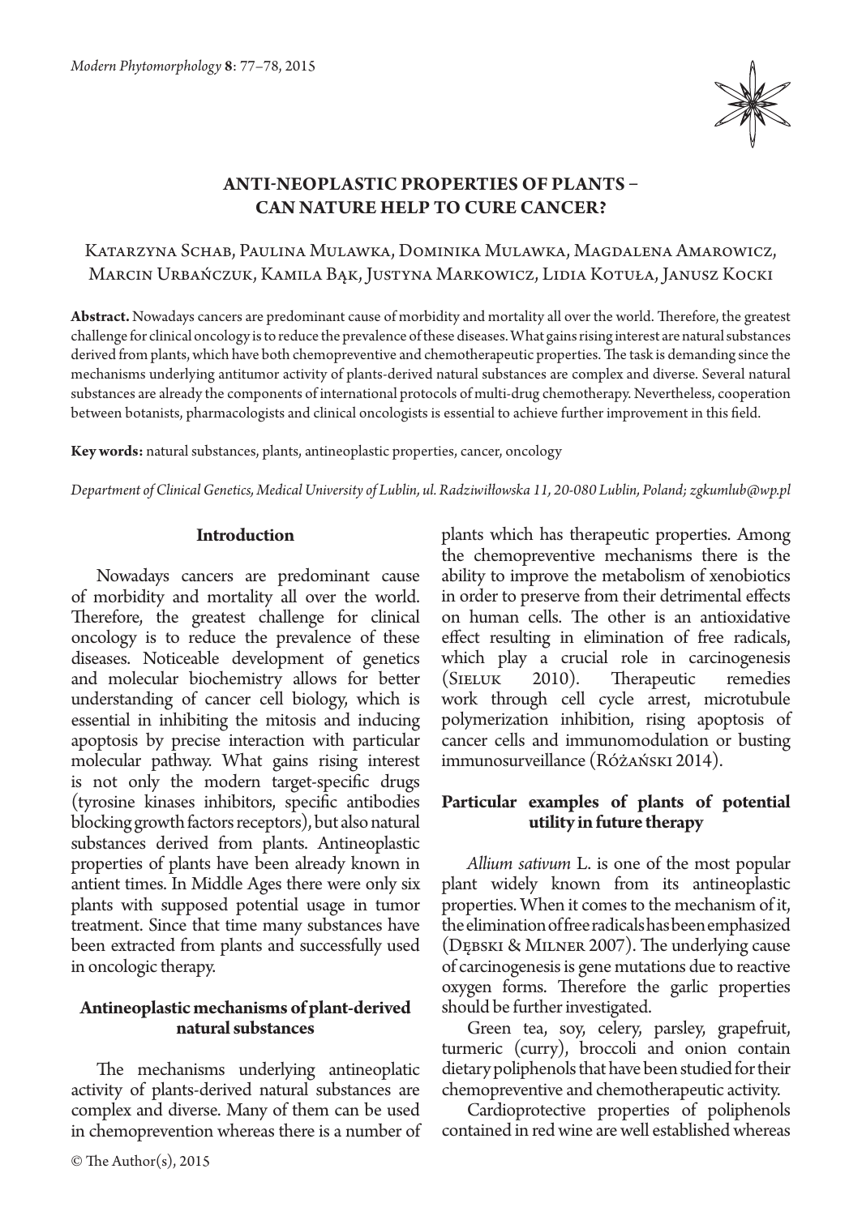# ANTI-NEOPLASTIC PROPERTIES OF PLANTS – CAN NATURE HELP TO CURE CANCER?

Katarzyna Schab, Paulina Mulawka, Dominika Mulawka, Magdalena Amarowicz, Marcin Urbańczuk, Kamila Bąk, Justyna Markowicz, Lidia Kotuła, Janusz Kocki

**Abstract.** Nowadays cancers are predominant cause of morbidity and mortality all over the world. Therefore, the greatest challenge for clinical oncology is to reduce the prevalence of these diseases. What gains rising interest are natural substances derived from plants, which have both chemopreventive and chemotherapeutic properties. The task is demanding since the mechanisms underlying antitumor activity of plants-derived natural substances are complex and diverse. Several natural substances are already the components of international protocols of multi-drug chemotherapy. Nevertheless, cooperation between botanists, pharmacologists and clinical oncologists is essential to achieve further improvement in this field.

**Key words:** natural substances, plants, antineoplastic properties, cancer, oncology

*Department of Clinical Genetics, Medical University of Lublin, ul. Radziwiłłowska 11, 20-080 Lublin, Poland; zgkumlub@wp.pl*

## Introduction

Nowadays cancers are predominant cause of morbidity and mortality all over the world. Therefore, the greatest challenge for clinical oncology is to reduce the prevalence of these diseases. Noticeable development of genetics and molecular biochemistry allows for better understanding of cancer cell biology, which is essential in inhibiting the mitosis and inducing apoptosis by precise interaction with particular molecular pathway. What gains rising interest is not only the modern target-specific drugs (tyrosine kinases inhibitors, specific antibodies blocking growth factors receptors), but also natural substances derived from plants. Antineoplastic properties of plants have been already known in antient times. In Middle Ages there were only six plants with supposed potential usage in tumor treatment. Since that time many substances have been extracted from plants and successfully used in oncologic therapy.

## Antineoplastic mechanisms of plant-derived natural substances

The mechanisms underlying antineoplatic activity of plants-derived natural substances are complex and diverse. Many of them can be used in chemoprevention whereas there is a number of plants which has therapeutic properties. Among the chemopreventive mechanisms there is the ability to improve the metabolism of xenobiotics in order to preserve from their detrimental effects on human cells. The other is an antioxidative effect resulting in elimination of free radicals, which play a crucial role in carcinogenesis (Sieluk 2010). Therapeutic remedies work through cell cycle arrest, microtubule polymerization inhibition, rising apoptosis of cancer cells and immunomodulation or busting immunosurveillance (Różański 2014).

## Particular examples of plants of potential utility in future therapy

*Allium sativum* L. is one of the most popular plant widely known from its antineoplastic properties. When it comes to the mechanism of it, the elimination of free radicals has been emphasized (Dębski & Milner 2007). The underlying cause of carcinogenesis is gene mutations due to reactive oxygen forms. Therefore the garlic properties should be further investigated.

Green tea, soy, celery, parsley, grapefruit, turmeric (curry), broccoli and onion contain dietary poliphenols that have been studied for their chemopreventive and chemotherapeutic activity.

Cardioprotective properties of poliphenols contained in red wine are well established whereas

© The Author(s), 2015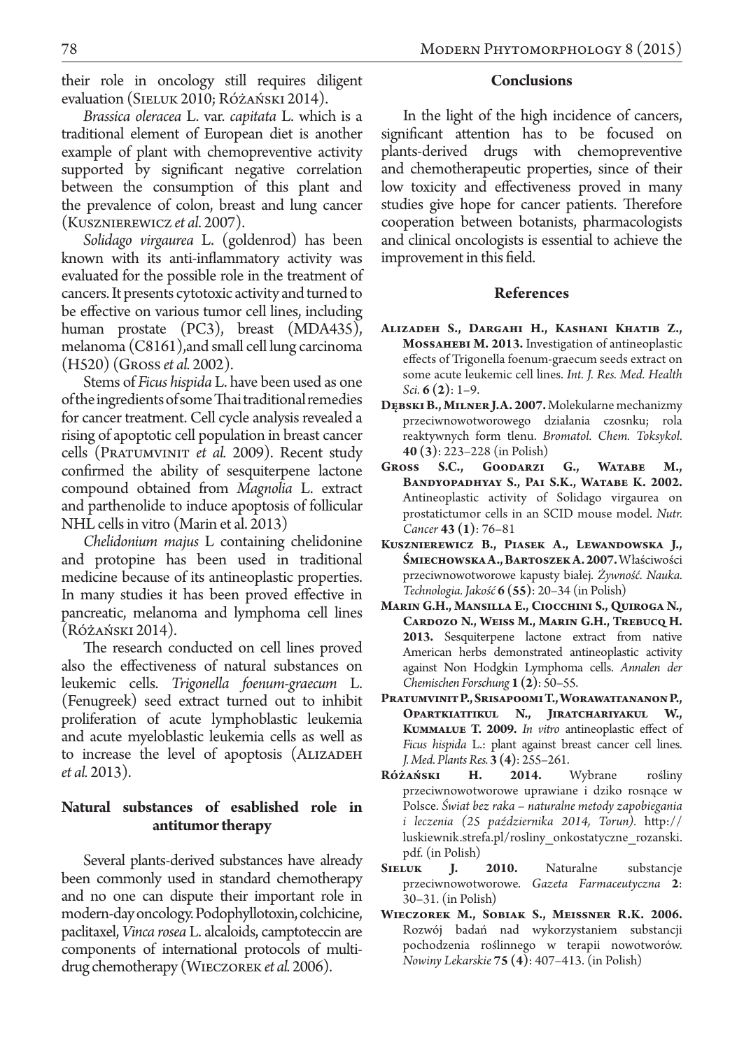their role in oncology still requires diligent evaluation (Sieluk 2010; Różański 2014).

*Brassica oleracea* L. var. *capitata* L. which is a traditional element of European diet is another example of plant with chemopreventive activity supported by significant negative correlation between the consumption of this plant and the prevalence of colon, breast and lung cancer (Kusznierewicz *et al.* 2007).

*Solidago virgaurea* L. (goldenrod) has been known with its anti-inflammatory activity was evaluated for the possible role in the treatment of cancers. It presents cytotoxic activity and turned to be effective on various tumor cell lines, including human prostate (PC3), breast (MDA435), melanoma (C8161),and small cell lung carcinoma (H520) (Gross *et al.* 2002).

Stems of *Ficus hispida* L. have been used as one of the ingredients of some Thai traditional remedies for cancer treatment. Cell cycle analysis revealed a rising of apoptotic cell population in breast cancer cells (Pratumvinit *et al.* 2009). Recent study confirmed the ability of sesquiterpene lactone compound obtained from *Magnolia* L. extract and parthenolide to induce apoptosis of follicular NHL cells in vitro (Marin et al. 2013)

*Chelidonium majus* L containing chelidonine and protopine has been used in traditional medicine because of its antineoplastic properties. In many studies it has been proved effective in pancreatic, melanoma and lymphoma cell lines (Różański 2014).

The research conducted on cell lines proved also the effectiveness of natural substances on leukemic cells. *Trigonella foenum-graecum* L. (Fenugreek) seed extract turned out to inhibit proliferation of acute lymphoblastic leukemia and acute myeloblastic leukemia cells as well as to increase the level of apoptosis (Alizadeh *et al.* 2013).

## Natural substances of esablished role in antitumor therapy

Several plants-derived substances have already been commonly used in standard chemotherapy and no one can dispute their important role in modern-day oncology. Podophyllotoxin, colchicine, paclitaxel, *Vinca rosea* L. alkaloids, camptoteccin are components of international protocols of multi-drug chemotherapy (Wieczorek *et al.* 2006).

## Conclusions

In the light of the high incidence of cancers, significant attention has to be focused on plants-derived drugs with chemopreventive and chemotherapeutic properties, since of their low toxicity and effectiveness proved in many studies give hope for cancer patients. Therefore cooperation between botanists, pharmacologists and clinical oncologists is essential to achieve the improvement in this field.

## References

**Alizadeh S., Dargahi H., Kashani Khatib Z., Mossahebi M. 2013.** Investigation of antineoplastic effects of Trigonella foenum-graecum seeds extract on some acute leukemic cell lines. *Int. J. Res. Med. Health Sci.* **6 (2)**: 1–9.

**Dębski B., Milner J.A. 2007.** Molekularne mechanizmy przeciwnowotworowego działania czosnku; rola reaktywnych form tlenu. *Bromatol. Chem. Toksykol.* **40 (3)**: 223–228 (in Polish)

**Gross S.C., Goodarzi G., Watabe M., Bandyopadhyay S., Pai S.K., Watabe K. 2002.** Antineoplastic activity of Solidago virgaurea on prostatictumor cells in an SCID mouse model. *Nutr. Cancer* **43 (1)**: 76–81

**Kusznierewicz B., Piasek A., Lewandowska J., Śmiechowska A., Bartoszek A. 2007.** Właściwości przeciwnowotworowe kapusty białej. *Żywność. Nauka. Technologia. Jakość* **6 (55)**: 20–34 (in Polish)

**Marin G.H., Mansilla E., Ciocchini S., Quiroga N., Cardozo N., Weiss M., Marin G.H., Trebucq H. 2013.** Sesquiterpene lactone extract from native American herbs demonstrated antineoplastic activity against Non Hodgkin Lymphoma cells. *Annalen der Chemischen Forschung* **1 (2)**: 50–55.

**Pratumvinit P., Srisapoomi T., Worawattananon P., Opartkiattikul N., Jiratchariyakul W., Kummalue T. 2009.** *In vitro* antineoplastic effect of *Ficus hispida* L.: plant against breast cancer cell lines. *J. Med. Plants Res.* **3 (4)**: 255–261.

**Różański H. 2014.** Wybrane rośliny przeciwnowotworowe uprawiane i dziko rosnące w Polsce. *Świat bez raka – naturalne metody zapobiegania i leczenia (25 października 2014, Torun).* http://luskiewnik.strefa.pl/rosliny_onkostatyczne_rozanski.pdf. (in Polish)

**Sieluk J. 2010.** Naturalne substancje przeciwnowotworowe. *Gazeta Farmaceutyczna* **2**: 30–31. (in Polish)

**Wieczorek M., Sobiak S., Meissner R.K. 2006.** Rozwój badań nad wykorzystaniem substancji pochodzenia roślinnego w terapii nowotworów. *Nowiny Lekarskie* **75 (4)**: 407–413. (in Polish)